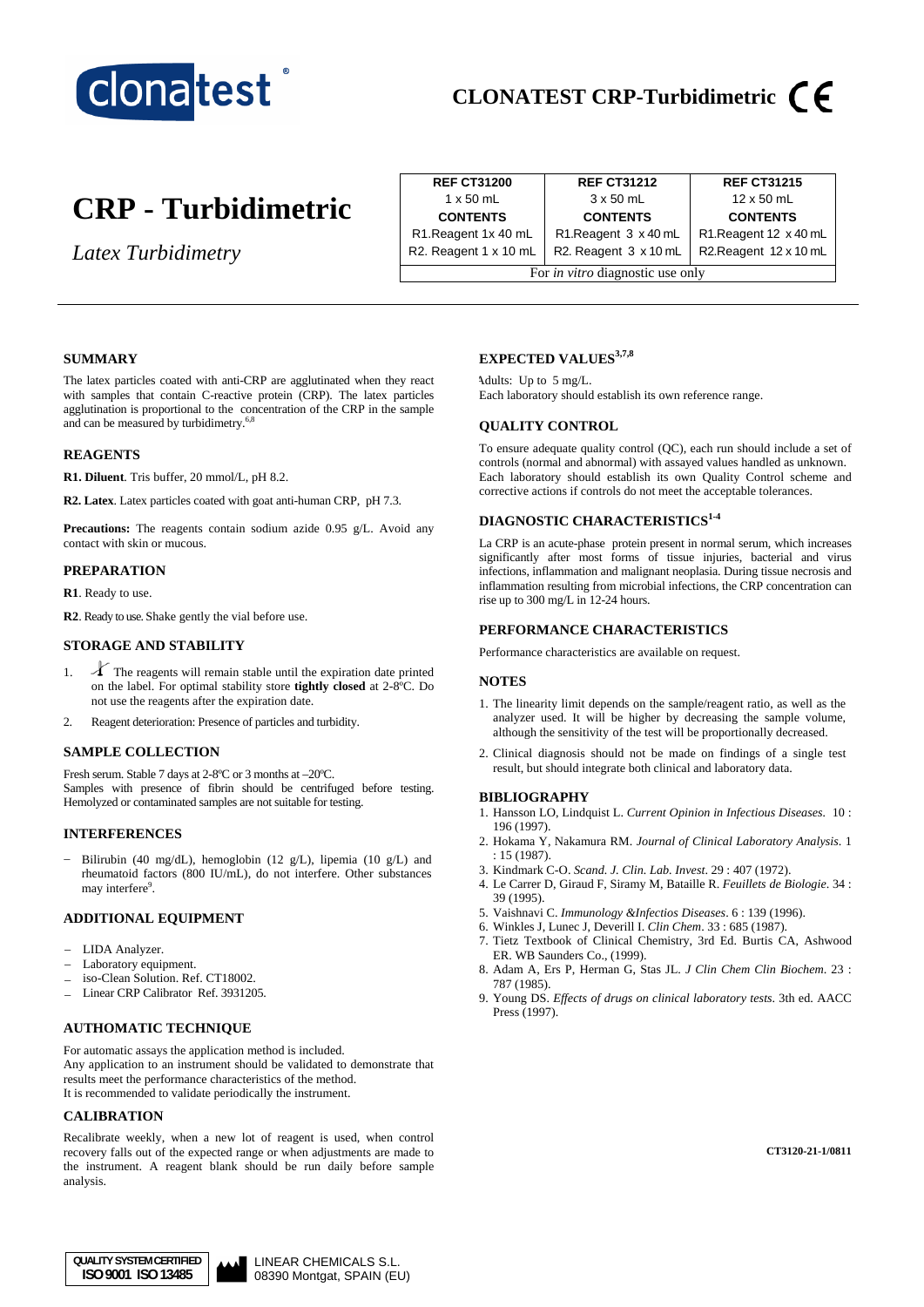clonatest®

# CLONATEST CRP-Turbidimetric CE

# CRP - Turbidimetric

*Latex Turbidimetry*

| REF CT31200 | REF CT31212 | REF CT31215 |
|---|---|---|
| 1 x 50 mL | 3 x 50 mL | 12 x 50 mL |
| **CONTENTS** | **CONTENTS** | **CONTENTS** |
| R1.Reagent 1x 40 mL | R1.Reagent 3 x 40 mL | R1.Reagent 12 x 40 mL |
| R2. Reagent 1 x 10 mL | R2. Reagent 3 x 10 mL | R2.Reagent 12 x 10 mL |
| For *in vitro* diagnostic use only | | |

## SUMMARY

The latex particles coated with anti-CRP are agglutinated when they react with samples that contain C-reactive protein (CRP). The latex particles agglutination is proportional to the concentration of the CRP in the sample and can be measured by turbidimetry.[6,8]

## REAGENTS

**R1. Diluent**. Tris buffer, 20 mmol/L, pH 8.2.

**R2. Latex**. Latex particles coated with goat anti-human CRP, pH 7.3.

**Precautions:** The reagents contain sodium azide 0.95 g/L. Avoid any contact with skin or mucous.

## PREPARATION

**R1**. Ready to use.

**R2**. Ready to use. Shake gently the vial before use.

## STORAGE AND STABILITY

1. The reagents will remain stable until the expiration date printed on the label. For optimal stability store **tightly closed** at 2-8ºC. Do not use the reagents after the expiration date.
2. Reagent deterioration: Presence of particles and turbidity.

## SAMPLE COLLECTION

Fresh serum. Stable 7 days at 2-8ºC or 3 months at –20ºC.
Samples with presence of fibrin should be centrifuged before testing. Hemolyzed or contaminated samples are not suitable for testing.

## INTERFERENCES

- Bilirubin (40 mg/dL), hemoglobin (12 g/L), lipemia (10 g/L) and rheumatoid factors (800 IU/mL), do not interfere. Other substances may interfere[9].

## ADDITIONAL EQUIPMENT

- LIDA Analyzer.
- Laboratory equipment.
- iso-Clean Solution. Ref. CT18002.
- Linear CRP Calibrator Ref. 3931205.

## AUTHOMATIC TECHNIQUE

For automatic assays the application method is included.
Any application to an instrument should be validated to demonstrate that results meet the performance characteristics of the method.
It is recommended to validate periodically the instrument.

## CALIBRATION

Recalibrate weekly, when a new lot of reagent is used, when control recovery falls out of the expected range or when adjustments are made to the instrument. A reagent blank should be run daily before sample analysis.

## EXPECTED VALUES[3,7,8]

Adults: Up to 5 mg/L.
Each laboratory should establish its own reference range.

## QUALITY CONTROL

To ensure adequate quality control (QC), each run should include a set of controls (normal and abnormal) with assayed values handled as unknown. Each laboratory should establish its own Quality Control scheme and corrective actions if controls do not meet the acceptable tolerances.

## DIAGNOSTIC CHARACTERISTICS[1-4]

La CRP is an acute-phase protein present in normal serum, which increases significantly after most forms of tissue injuries, bacterial and virus infections, inflammation and malignant neoplasia. During tissue necrosis and inflammation resulting from microbial infections, the CRP concentration can rise up to 300 mg/L in 12-24 hours.

## PERFORMANCE CHARACTERISTICS

Performance characteristics are available on request.

## NOTES

1. The linearity limit depends on the sample/reagent ratio, as well as the analyzer used. It will be higher by decreasing the sample volume, although the sensitivity of the test will be proportionally decreased.
2. Clinical diagnosis should not be made on findings of a single test result, but should integrate both clinical and laboratory data.

## BIBLIOGRAPHY

1. Hansson LO, Lindquist L. *Current Opinion in Infectious Diseases*. 10 : 196 (1997).
2. Hokama Y, Nakamura RM. *Journal of Clinical Laboratory Analysis*. 1 : 15 (1987).
3. Kindmark C-O. *Scand. J. Clin. Lab. Invest*. 29 : 407 (1972).
4. Le Carrer D, Giraud F, Siramy M, Bataille R. *Feuillets de Biologie*. 34 : 39 (1995).
5. Vaishnavi C. *Immunology &Infectios Diseases*. 6 : 139 (1996).
6. Winkles J, Lunec J, Deverill I. *Clin Chem*. 33 : 685 (1987).
7. Tietz Textbook of Clinical Chemistry, 3rd Ed. Burtis CA, Ashwood ER. WB Saunders Co., (1999).
8. Adam A, Ers P, Herman G, Stas JL. *J Clin Chem Clin Biochem*. 23 : 787 (1985).
9. Young DS. *Effects of drugs on clinical laboratory tests*. 3th ed. AACC Press (1997).

**CT3120-21-1/0811**

QUALITY SYSTEM CERTIFIED ISO 9001 ISO 13485

LINEAR CHEMICALS S.L.
08390 Montgat, SPAIN (EU)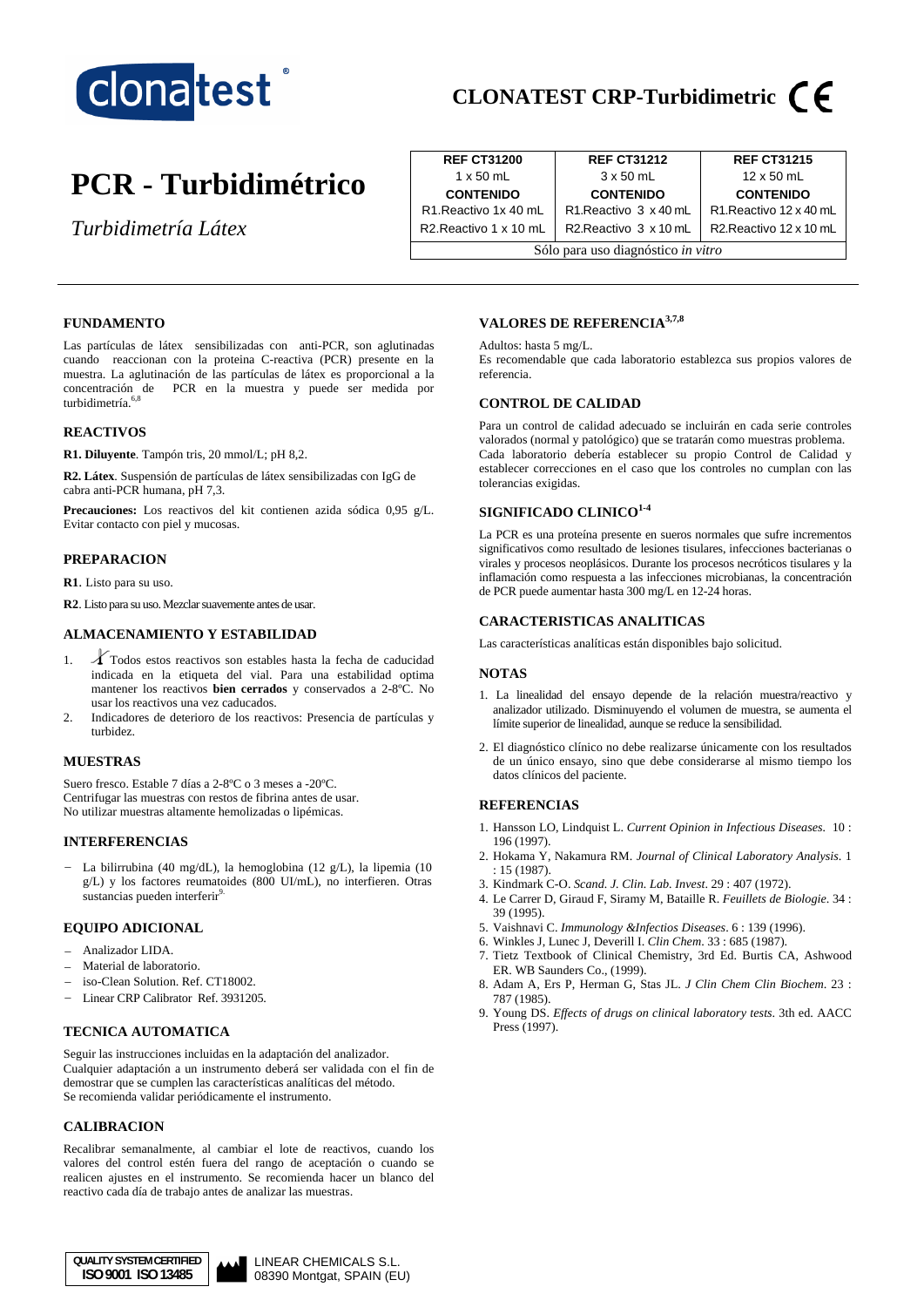clonatest®

# CLONATEST CRP-Turbidimetric CE

# PCR - Turbidimétrico

*Turbidimetría Látex*

| REF CT31200 | REF CT31212 | REF CT31215 |
|---|---|---|
| 1 x 50 mL | 3 x 50 mL | 12 x 50 mL |
| **CONTENIDO** | **CONTENIDO** | **CONTENIDO** |
| R1.Reactivo 1x 40 mL | R1.Reactivo 3 x 40 mL | R1.Reactivo 12 x 40 mL |
| R2.Reactivo 1 x 10 mL | R2.Reactivo 3 x 10 mL | R2.Reactivo 12 x 10 mL |
| Sólo para uso diagnóstico *in vitro* | | |

## FUNDAMENTO

Las partículas de látex sensibilizadas con anti-PCR, son aglutinadas cuando reaccionan con la proteina C-reactiva (PCR) presente en la muestra. La aglutinación de las partículas de látex es proporcional a la concentración de PCR en la muestra y puede ser medida por turbidimetría.[6,8]

## REACTIVOS

**R1. Diluyente**. Tampón tris, 20 mmol/L; pH 8,2.

**R2. Látex**. Suspensión de partículas de látex sensibilizadas con IgG de cabra anti-PCR humana, pH 7,3.

**Precauciones:** Los reactivos del kit contienen azida sódica 0,95 g/L. Evitar contacto con piel y mucosas.

## PREPARACION

**R1**. Listo para su uso.

**R2**. Listo para su uso. Mezclar suavemente antes de usar.

## ALMACENAMIENTO Y ESTABILIDAD

1. Todos estos reactivos son estables hasta la fecha de caducidad indicada en la etiqueta del vial. Para una estabilidad optima mantener los reactivos **bien cerrados** y conservados a 2-8ºC. No usar los reactivos una vez caducados.
2. Indicadores de deterioro de los reactivos: Presencia de partículas y turbidez.

## MUESTRAS

Suero fresco. Estable 7 días a 2-8ºC o 3 meses a -20ºC.
Centrifugar las muestras con restos de fibrina antes de usar.
No utilizar muestras altamente hemolizadas o lipémicas.

## INTERFERENCIAS

- La bilirrubina (40 mg/dL), la hemoglobina (12 g/L), la lipemia (10 g/L) y los factores reumatoides (800 UI/mL), no interfieren. Otras sustancias pueden interferir[9].

## EQUIPO ADICIONAL

- Analizador LIDA.
- Material de laboratorio.
- iso-Clean Solution. Ref. CT18002.
- Linear CRP Calibrator Ref. 3931205.

## TECNICA AUTOMATICA

Seguir las instrucciones incluidas en la adaptación del analizador.
Cualquier adaptación a un instrumento deberá ser validada con el fin de demostrar que se cumplen las características analíticas del método.
Se recomienda validar periódicamente el instrumento.

## CALIBRACION

Recalibrar semanalmente, al cambiar el lote de reactivos, cuando los valores del control estén fuera del rango de aceptación o cuando se realicen ajustes en el instrumento. Se recomienda hacer un blanco del reactivo cada día de trabajo antes de analizar las muestras.

## VALORES DE REFERENCIA[3,7,8]

Adultos: hasta 5 mg/L.
Es recomendable que cada laboratorio establezca sus propios valores de referencia.

## CONTROL DE CALIDAD

Para un control de calidad adecuado se incluirán en cada serie controles valorados (normal y patológico) que se tratarán como muestras problema.
Cada laboratorio debería establecer su propio Control de Calidad y establecer correcciones en el caso que los controles no cumplan con las tolerancias exigidas.

## SIGNIFICADO CLINICO[1-4]

La PCR es una proteína presente en sueros normales que sufre incrementos significativos como resultado de lesiones tisulares, infecciones bacterianas o virales y procesos neoplásicos. Durante los procesos necróticos tisulares y la inflamación como respuesta a las infecciones microbianas, la concentración de PCR puede aumentar hasta 300 mg/L en 12-24 horas.

## CARACTERISTICAS ANALITICAS

Las características analíticas están disponibles bajo solicitud.

## NOTAS

1. La linealidad del ensayo depende de la relación muestra/reactivo y analizador utilizado. Disminuyendo el volumen de muestra, se aumenta el límite superior de linealidad, aunque se reduce la sensibilidad.
2. El diagnóstico clínico no debe realizarse únicamente con los resultados de un único ensayo, sino que debe considerarse al mismo tiempo los datos clínicos del paciente.

## REFERENCIAS

1. Hansson LO, Lindquist L. *Current Opinion in Infectious Diseases*. 10 : 196 (1997).
2. Hokama Y, Nakamura RM. *Journal of Clinical Laboratory Analysis*. 1 : 15 (1987).
3. Kindmark C-O. *Scand. J. Clin. Lab. Invest*. 29 : 407 (1972).
4. Le Carrer D, Giraud F, Siramy M, Bataille R. *Feuillets de Biologie*. 34 : 39 (1995).
5. Vaishnavi C. *Immunology &Infectios Diseases*. 6 : 139 (1996).
6. Winkles J, Lunec J, Deverill I. *Clin Chem*. 33 : 685 (1987).
7. Tietz Textbook of Clinical Chemistry, 3rd Ed. Burtis CA, Ashwood ER. WB Saunders Co., (1999).
8. Adam A, Ers P, Herman G, Stas JL. *J Clin Chem Clin Biochem*. 23 : 787 (1985).
9. Young DS. *Effects of drugs on clinical laboratory tests*. 3th ed. AACC Press (1997).

QUALITY SYSTEM CERTIFIED ISO 9001 ISO 13485

LINEAR CHEMICALS S.L.
08390 Montgat, SPAIN (EU)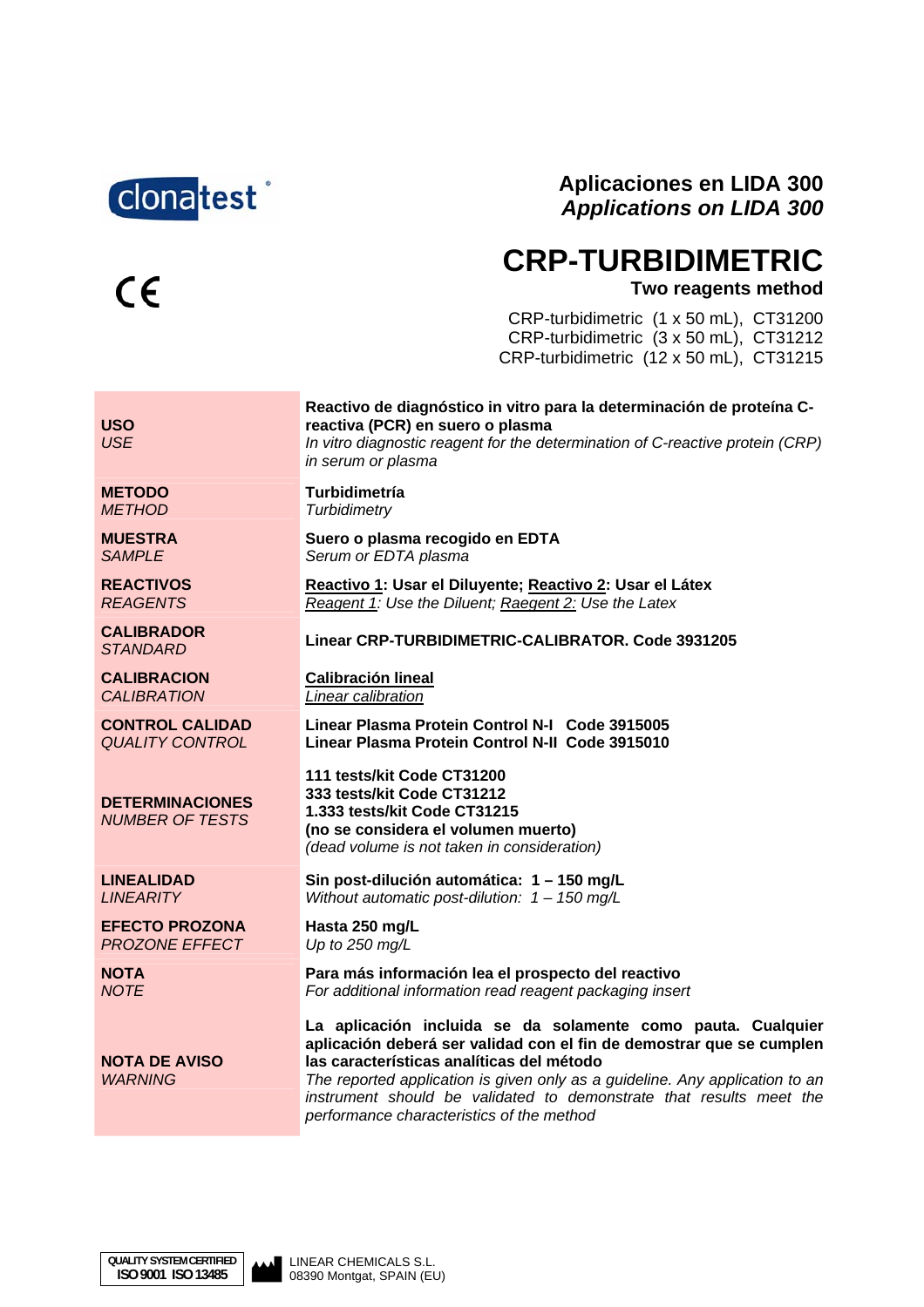clonatest

CE

## Aplicaciones en LIDA 300
## *Applications on LIDA 300*

# CRP-TURBIDIMETRIC

**Two reagents method**

CRP-turbidimetric (1 x 50 mL), CT31200
CRP-turbidimetric (3 x 50 mL), CT31212
CRP-turbidimetric (12 x 50 mL), CT31215

| | |
|---|---|
| **USO**<br>*USE* | **Reactivo de diagnóstico in vitro para la determinación de proteína C-reactiva (PCR) en suero o plasma**<br>*In vitro diagnostic reagent for the determination of C-reactive protein (CRP) in serum or plasma* |
| **METODO**<br>*METHOD* | **Turbidimetría**<br>*Turbidimetry* |
| **MUESTRA**<br>*SAMPLE* | **Suero o plasma recogido en EDTA**<br>*Serum or EDTA plasma* |
| **REACTIVOS**<br>*REAGENTS* | **Reactivo 1: Usar el Diluyente; Reactivo 2: Usar el Látex**<br>*Reagent 1: Use the Diluent; Raegent 2: Use the Latex* |
| **CALIBRADOR**<br>*STANDARD* | **Linear CRP-TURBIDIMETRIC-CALIBRATOR. Code 3931205** |
| **CALIBRACION**<br>*CALIBRATION* | **Calibración lineal**<br>*Linear calibration* |
| **CONTROL CALIDAD**<br>*QUALITY CONTROL* | **Linear Plasma Protein Control N-I Code 3915005**<br>**Linear Plasma Protein Control N-II Code 3915010** |
| **DETERMINACIONES**<br>*NUMBER OF TESTS* | **111 tests/kit Code CT31200**<br>**333 tests/kit Code CT31212**<br>**1.333 tests/kit Code CT31215**<br>**(no se considera el volumen muerto)**<br>*(dead volume is not taken in consideration)* |
| **LINEALIDAD**<br>*LINEARITY* | **Sin post-dilución automática: 1 – 150 mg/L**<br>*Without automatic post-dilution: 1 – 150 mg/L* |
| **EFECTO PROZONA**<br>*PROZONE EFFECT* | **Hasta 250 mg/L**<br>*Up to 250 mg/L* |
| **NOTA**<br>*NOTE* | **Para más información lea el prospecto del reactivo**<br>*For additional information read reagent packaging insert* |
| **NOTA DE AVISO**<br>*WARNING* | **La aplicación incluida se da solamente como pauta. Cualquier aplicación deberá ser validad con el fin de demostrar que se cumplen las características analíticas del método**<br>*The reported application is given only as a guideline. Any application to an instrument should be validated to demonstrate that results meet the performance characteristics of the method* |

QUALITY SYSTEM CERTIFIED ISO 9001 ISO 13485

LINEAR CHEMICALS S.L.
08390 Montgat, SPAIN (EU)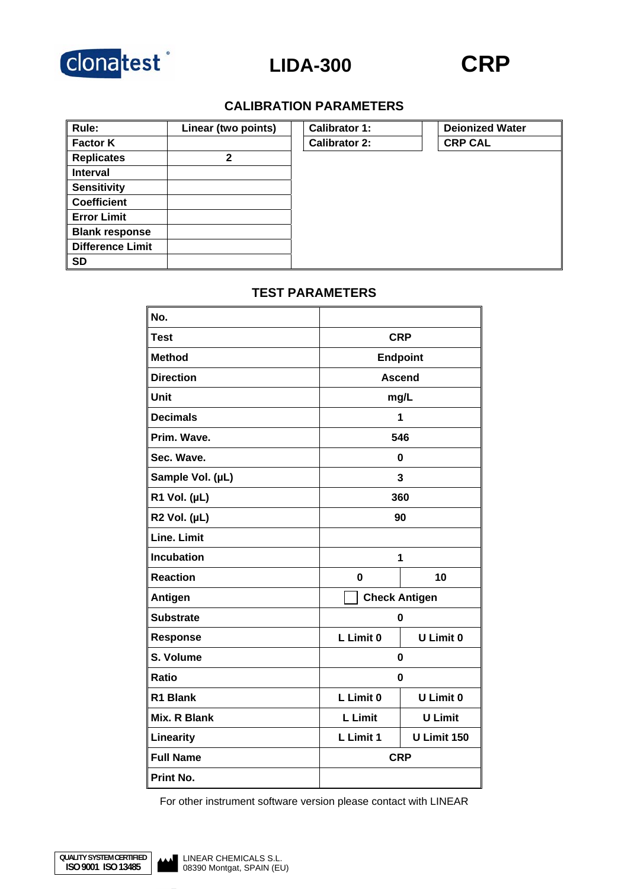clonatest

# LIDA-300

# CRP

## CALIBRATION PARAMETERS

| | | | |
|---|---|---|---|
| **Rule:** | **Linear (two points)** | **Calibrator 1:** | **Deionized Water** |
| **Factor K** | | **Calibrator 2:** | **CRP CAL** |
| **Replicates** | **2** | | |
| **Interval** | | | |
| **Sensitivity** | | | |
| **Coefficient** | | | |
| **Error Limit** | | | |
| **Blank response** | | | |
| **Difference Limit** | | | |
| **SD** | | | |

## TEST PARAMETERS

| | | |
|---|---|---|
| **No.** | | |
| **Test** | **CRP** | |
| **Method** | **Endpoint** | |
| **Direction** | **Ascend** | |
| **Unit** | **mg/L** | |
| **Decimals** | **1** | |
| **Prim. Wave.** | **546** | |
| **Sec. Wave.** | **0** | |
| **Sample Vol. (µL)** | **3** | |
| **R1 Vol. (µL)** | **360** | |
| **R2 Vol. (µL)** | **90** | |
| **Line. Limit** | | |
| **Incubation** | **1** | |
| **Reaction** | **0** | **10** |
| **Antigen** | ☐ **Check Antigen** | |
| **Substrate** | **0** | |
| **Response** | **L Limit 0** | **U Limit 0** |
| **S. Volume** | **0** | |
| **Ratio** | **0** | |
| **R1 Blank** | **L Limit 0** | **U Limit 0** |
| **Mix. R Blank** | **L Limit** | **U Limit** |
| **Linearity** | **L Limit 1** | **U Limit 150** |
| **Full Name** | **CRP** | |
| **Print No.** | | |

For other instrument software version please contact with LINEAR

QUALITY SYSTEM CERTIFIED ISO 9001 ISO 13485

LINEAR CHEMICALS S.L.
08390 Montgat, SPAIN (EU)